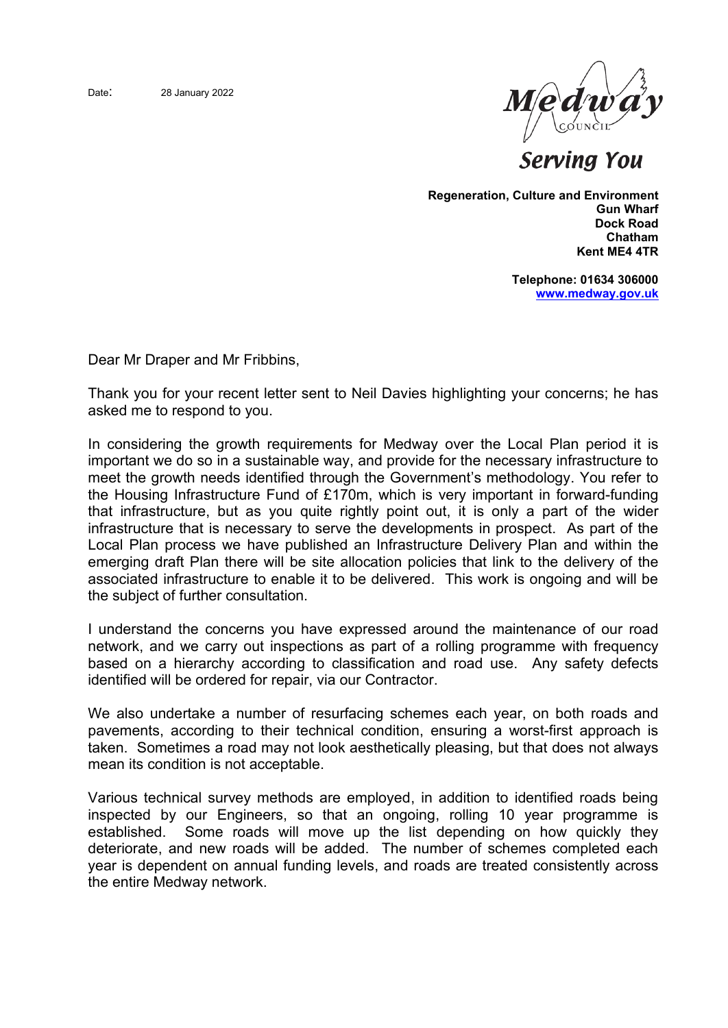Date: 28 January 2022

Medway COUNCIL

*Serving You*

**Regeneration, Culture and Environment**
**Gun Wharf**
**Dock Road**
**Chatham**
**Kent ME4 4TR**

**Telephone: 01634 306000**
**www.medway.gov.uk**

Dear Mr Draper and Mr Fribbins,

Thank you for your recent letter sent to Neil Davies highlighting your concerns; he has asked me to respond to you.

In considering the growth requirements for Medway over the Local Plan period it is important we do so in a sustainable way, and provide for the necessary infrastructure to meet the growth needs identified through the Government's methodology. You refer to the Housing Infrastructure Fund of £170m, which is very important in forward-funding that infrastructure, but as you quite rightly point out, it is only a part of the wider infrastructure that is necessary to serve the developments in prospect. As part of the Local Plan process we have published an Infrastructure Delivery Plan and within the emerging draft Plan there will be site allocation policies that link to the delivery of the associated infrastructure to enable it to be delivered. This work is ongoing and will be the subject of further consultation.

I understand the concerns you have expressed around the maintenance of our road network, and we carry out inspections as part of a rolling programme with frequency based on a hierarchy according to classification and road use. Any safety defects identified will be ordered for repair, via our Contractor.

We also undertake a number of resurfacing schemes each year, on both roads and pavements, according to their technical condition, ensuring a worst-first approach is taken. Sometimes a road may not look aesthetically pleasing, but that does not always mean its condition is not acceptable.

Various technical survey methods are employed, in addition to identified roads being inspected by our Engineers, so that an ongoing, rolling 10 year programme is established. Some roads will move up the list depending on how quickly they deteriorate, and new roads will be added. The number of schemes completed each year is dependent on annual funding levels, and roads are treated consistently across the entire Medway network.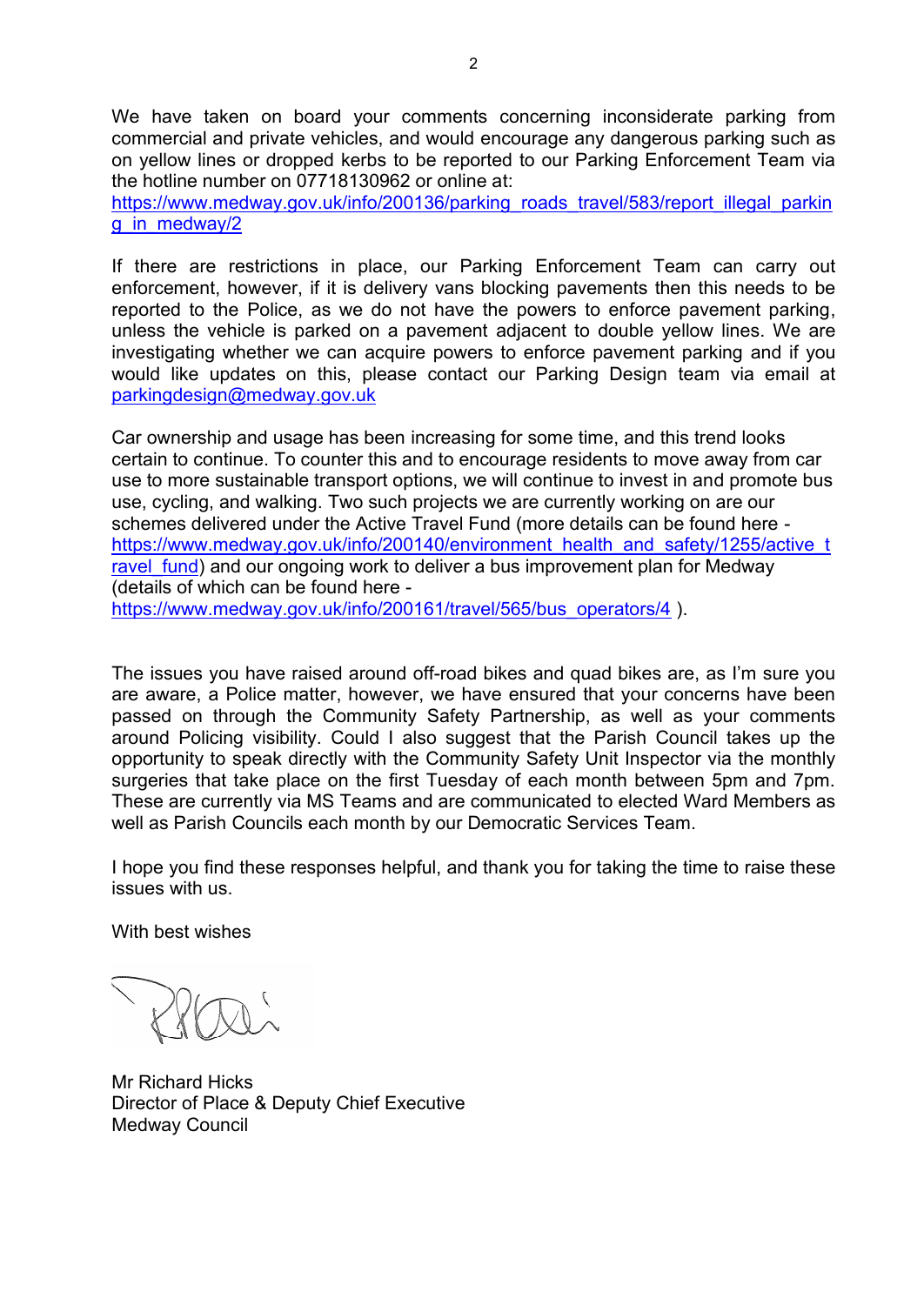We have taken on board your comments concerning inconsiderate parking from commercial and private vehicles, and would encourage any dangerous parking such as on yellow lines or dropped kerbs to be reported to our Parking Enforcement Team via the hotline number on 07718130962 or online at: https://www.medway.gov.uk/info/200136/parking_roads_travel/583/report_illegal_parking_in_medway/2

If there are restrictions in place, our Parking Enforcement Team can carry out enforcement, however, if it is delivery vans blocking pavements then this needs to be reported to the Police, as we do not have the powers to enforce pavement parking, unless the vehicle is parked on a pavement adjacent to double yellow lines. We are investigating whether we can acquire powers to enforce pavement parking and if you would like updates on this, please contact our Parking Design team via email at parkingdesign@medway.gov.uk

Car ownership and usage has been increasing for some time, and this trend looks certain to continue. To counter this and to encourage residents to move away from car use to more sustainable transport options, we will continue to invest in and promote bus use, cycling, and walking. Two such projects we are currently working on are our schemes delivered under the Active Travel Fund (more details can be found here - https://www.medway.gov.uk/info/200140/environment_health_and_safety/1255/active_travel_fund) and our ongoing work to deliver a bus improvement plan for Medway (details of which can be found here - https://www.medway.gov.uk/info/200161/travel/565/bus_operators/4 ).

The issues you have raised around off-road bikes and quad bikes are, as I'm sure you are aware, a Police matter, however, we have ensured that your concerns have been passed on through the Community Safety Partnership, as well as your comments around Policing visibility. Could I also suggest that the Parish Council takes up the opportunity to speak directly with the Community Safety Unit Inspector via the monthly surgeries that take place on the first Tuesday of each month between 5pm and 7pm. These are currently via MS Teams and are communicated to elected Ward Members as well as Parish Councils each month by our Democratic Services Team.

I hope you find these responses helpful, and thank you for taking the time to raise these issues with us.

With best wishes

Mr Richard Hicks
Director of Place & Deputy Chief Executive
Medway Council